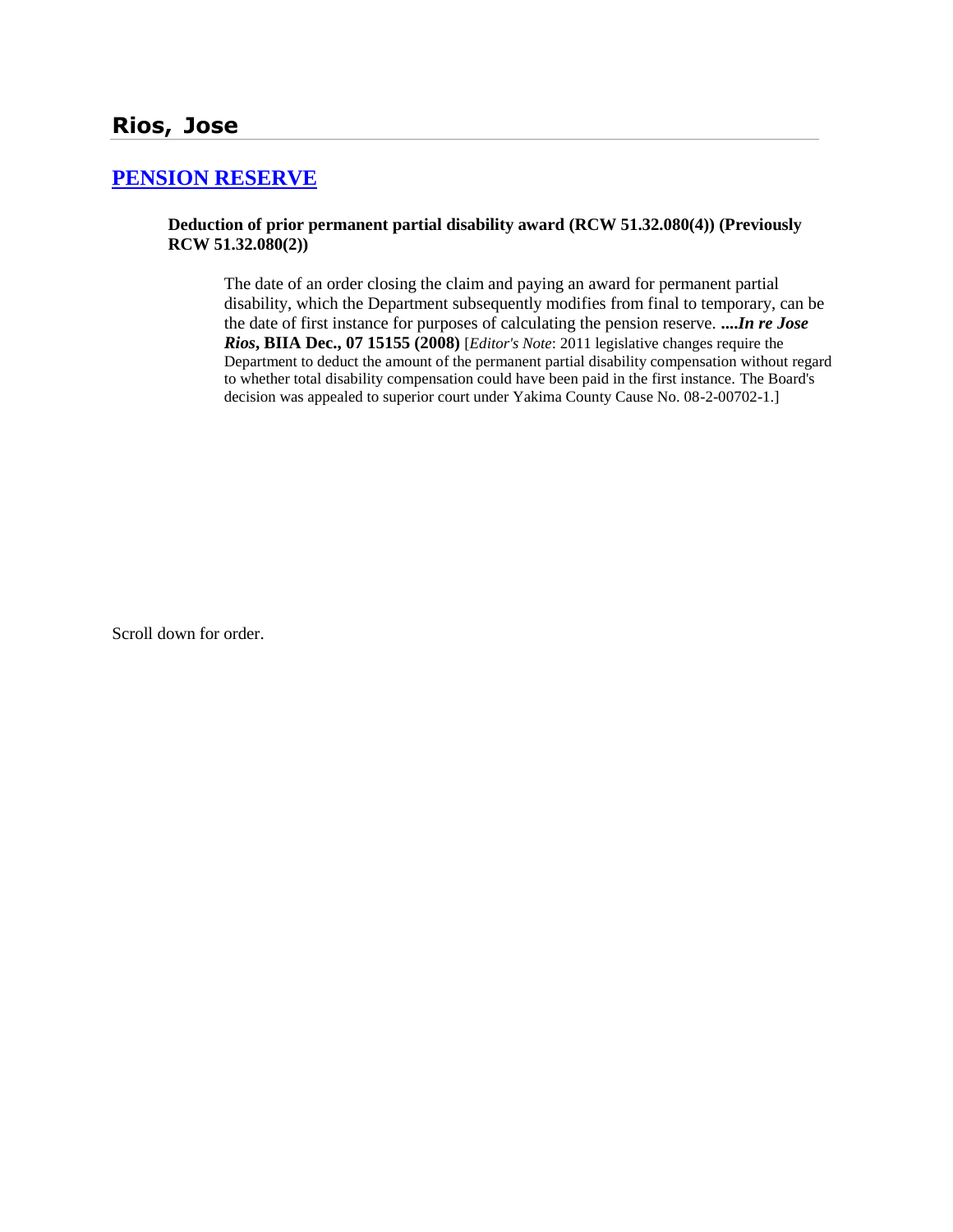## Rios, Jose

## PENSION RESERVE

**Deduction of prior permanent partial disability award (RCW 51.32.080(4)) (Previously RCW 51.32.080(2))**

The date of an order closing the claim and paying an award for permanent partial disability, which the Department subsequently modifies from final to temporary, can be the date of first instance for purposes of calculating the pension reserve. ***....In re Jose Rios*, BIIA Dec., 07 15155 (2008)** [*Editor's Note*: 2011 legislative changes require the Department to deduct the amount of the permanent partial disability compensation without regard to whether total disability compensation could have been paid in the first instance. The Board's decision was appealed to superior court under Yakima County Cause No. 08-2-00702-1.]

Scroll down for order.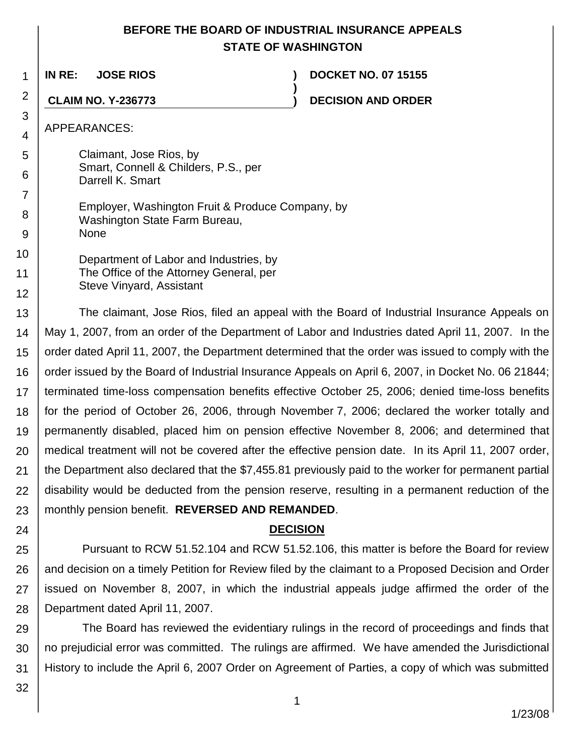# BEFORE THE BOARD OF INDUSTRIAL INSURANCE APPEALS
# STATE OF WASHINGTON

**IN RE: JOSE RIOS** ) **DOCKET NO. 07 15155**
)
**CLAIM NO. Y-236773** ) **DECISION AND ORDER**

APPEARANCES:

Claimant, Jose Rios, by
Smart, Connell & Childers, P.S., per
Darrell K. Smart

Employer, Washington Fruit & Produce Company, by
Washington State Farm Bureau,
None

Department of Labor and Industries, by
The Office of the Attorney General, per
Steve Vinyard, Assistant

The claimant, Jose Rios, filed an appeal with the Board of Industrial Insurance Appeals on May 1, 2007, from an order of the Department of Labor and Industries dated April 11, 2007. In the order dated April 11, 2007, the Department determined that the order was issued to comply with the order issued by the Board of Industrial Insurance Appeals on April 6, 2007, in Docket No. 06 21844; terminated time-loss compensation benefits effective October 25, 2006; denied time-loss benefits for the period of October 26, 2006, through November 7, 2006; declared the worker totally and permanently disabled, placed him on pension effective November 8, 2006; and determined that medical treatment will not be covered after the effective pension date. In its April 11, 2007 order, the Department also declared that the $7,455.81 previously paid to the worker for permanent partial disability would be deducted from the pension reserve, resulting in a permanent reduction of the monthly pension benefit. **REVERSED AND REMANDED**.

## DECISION

Pursuant to RCW 51.52.104 and RCW 51.52.106, this matter is before the Board for review and decision on a timely Petition for Review filed by the claimant to a Proposed Decision and Order issued on November 8, 2007, in which the industrial appeals judge affirmed the order of the Department dated April 11, 2007.

The Board has reviewed the evidentiary rulings in the record of proceedings and finds that no prejudicial error was committed. The rulings are affirmed. We have amended the Jurisdictional History to include the April 6, 2007 Order on Agreement of Parties, a copy of which was submitted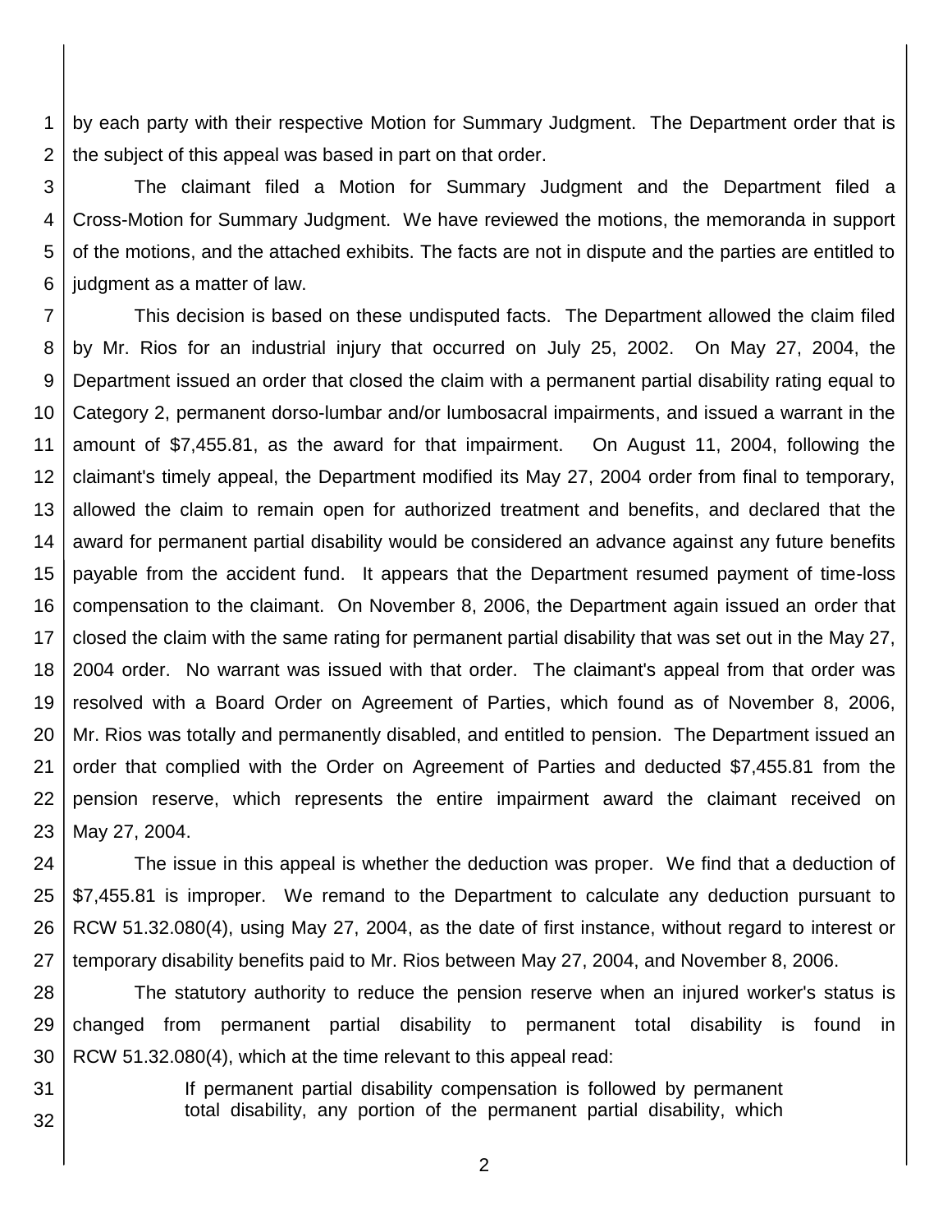by each party with their respective Motion for Summary Judgment. The Department order that is the subject of this appeal was based in part on that order.

The claimant filed a Motion for Summary Judgment and the Department filed a Cross-Motion for Summary Judgment. We have reviewed the motions, the memoranda in support of the motions, and the attached exhibits. The facts are not in dispute and the parties are entitled to judgment as a matter of law.

This decision is based on these undisputed facts. The Department allowed the claim filed by Mr. Rios for an industrial injury that occurred on July 25, 2002. On May 27, 2004, the Department issued an order that closed the claim with a permanent partial disability rating equal to Category 2, permanent dorso-lumbar and/or lumbosacral impairments, and issued a warrant in the amount of $7,455.81, as the award for that impairment. On August 11, 2004, following the claimant's timely appeal, the Department modified its May 27, 2004 order from final to temporary, allowed the claim to remain open for authorized treatment and benefits, and declared that the award for permanent partial disability would be considered an advance against any future benefits payable from the accident fund. It appears that the Department resumed payment of time-loss compensation to the claimant. On November 8, 2006, the Department again issued an order that closed the claim with the same rating for permanent partial disability that was set out in the May 27, 2004 order. No warrant was issued with that order. The claimant's appeal from that order was resolved with a Board Order on Agreement of Parties, which found as of November 8, 2006, Mr. Rios was totally and permanently disabled, and entitled to pension. The Department issued an order that complied with the Order on Agreement of Parties and deducted $7,455.81 from the pension reserve, which represents the entire impairment award the claimant received on May 27, 2004.

The issue in this appeal is whether the deduction was proper. We find that a deduction of $7,455.81 is improper. We remand to the Department to calculate any deduction pursuant to RCW 51.32.080(4), using May 27, 2004, as the date of first instance, without regard to interest or temporary disability benefits paid to Mr. Rios between May 27, 2004, and November 8, 2006.

The statutory authority to reduce the pension reserve when an injured worker's status is changed from permanent partial disability to permanent total disability is found in RCW 51.32.080(4), which at the time relevant to this appeal read:

> If permanent partial disability compensation is followed by permanent total disability, any portion of the permanent partial disability, which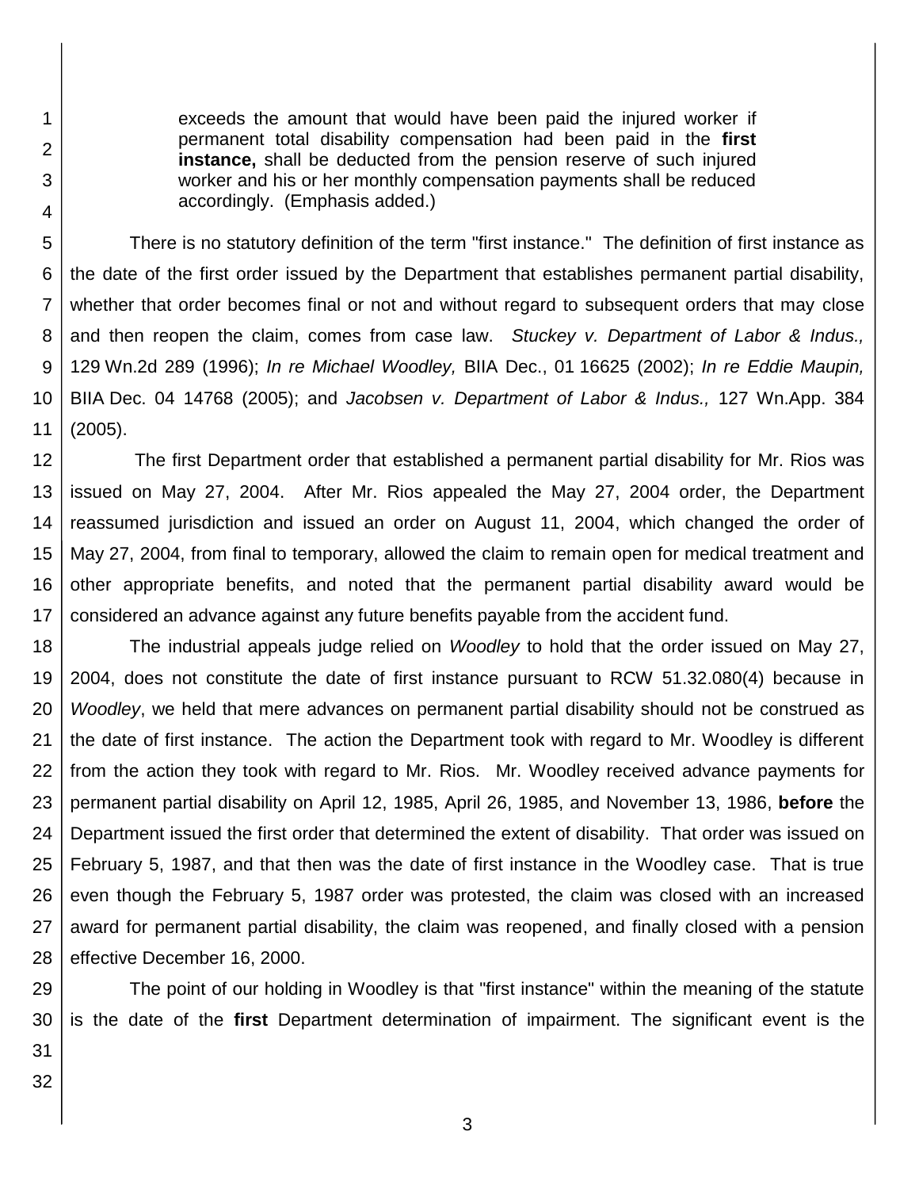> exceeds the amount that would have been paid the injured worker if permanent total disability compensation had been paid in the **first instance,** shall be deducted from the pension reserve of such injured worker and his or her monthly compensation payments shall be reduced accordingly. (Emphasis added.)

There is no statutory definition of the term "first instance." The definition of first instance as the date of the first order issued by the Department that establishes permanent partial disability, whether that order becomes final or not and without regard to subsequent orders that may close and then reopen the claim, comes from case law. *Stuckey v. Department of Labor & Indus.,* 129 Wn.2d 289 (1996); *In re Michael Woodley,* BIIA Dec., 01 16625 (2002); *In re Eddie Maupin,* BIIA Dec. 04 14768 (2005); and *Jacobsen v. Department of Labor & Indus.,* 127 Wn.App. 384 (2005).

The first Department order that established a permanent partial disability for Mr. Rios was issued on May 27, 2004. After Mr. Rios appealed the May 27, 2004 order, the Department reassumed jurisdiction and issued an order on August 11, 2004, which changed the order of May 27, 2004, from final to temporary, allowed the claim to remain open for medical treatment and other appropriate benefits, and noted that the permanent partial disability award would be considered an advance against any future benefits payable from the accident fund.

The industrial appeals judge relied on *Woodley* to hold that the order issued on May 27, 2004, does not constitute the date of first instance pursuant to RCW 51.32.080(4) because in *Woodley*, we held that mere advances on permanent partial disability should not be construed as the date of first instance. The action the Department took with regard to Mr. Woodley is different from the action they took with regard to Mr. Rios. Mr. Woodley received advance payments for permanent partial disability on April 12, 1985, April 26, 1985, and November 13, 1986, **before** the Department issued the first order that determined the extent of disability. That order was issued on February 5, 1987, and that then was the date of first instance in the Woodley case. That is true even though the February 5, 1987 order was protested, the claim was closed with an increased award for permanent partial disability, the claim was reopened, and finally closed with a pension effective December 16, 2000.

The point of our holding in Woodley is that "first instance" within the meaning of the statute is the date of the **first** Department determination of impairment. The significant event is the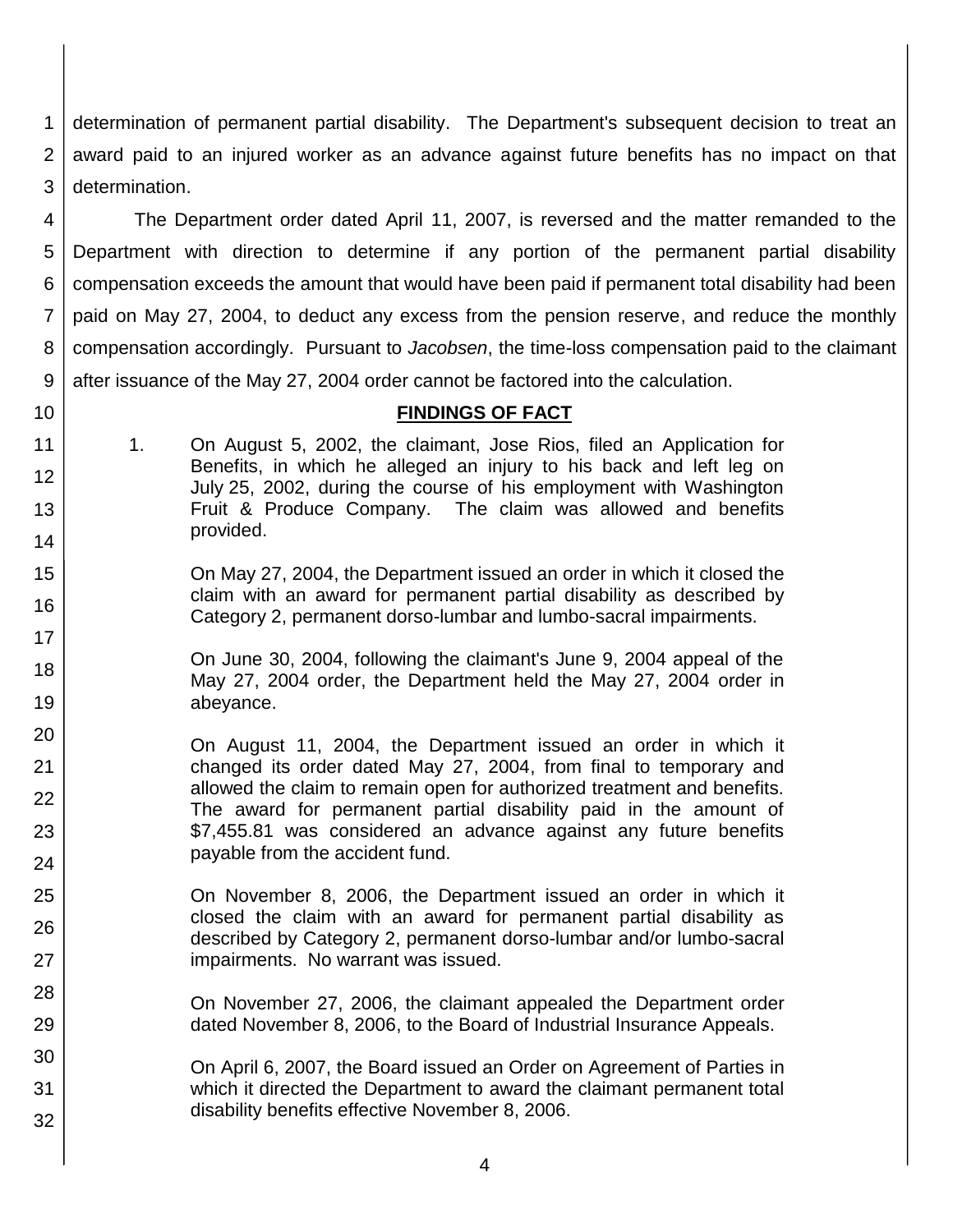determination of permanent partial disability. The Department's subsequent decision to treat an award paid to an injured worker as an advance against future benefits has no impact on that determination.

The Department order dated April 11, 2007, is reversed and the matter remanded to the Department with direction to determine if any portion of the permanent partial disability compensation exceeds the amount that would have been paid if permanent total disability had been paid on May 27, 2004, to deduct any excess from the pension reserve, and reduce the monthly compensation accordingly. Pursuant to *Jacobsen*, the time-loss compensation paid to the claimant after issuance of the May 27, 2004 order cannot be factored into the calculation.

## FINDINGS OF FACT

1. On August 5, 2002, the claimant, Jose Rios, filed an Application for Benefits, in which he alleged an injury to his back and left leg on July 25, 2002, during the course of his employment with Washington Fruit & Produce Company. The claim was allowed and benefits provided.

   On May 27, 2004, the Department issued an order in which it closed the claim with an award for permanent partial disability as described by Category 2, permanent dorso-lumbar and lumbo-sacral impairments.

   On June 30, 2004, following the claimant's June 9, 2004 appeal of the May 27, 2004 order, the Department held the May 27, 2004 order in abeyance.

   On August 11, 2004, the Department issued an order in which it changed its order dated May 27, 2004, from final to temporary and allowed the claim to remain open for authorized treatment and benefits. The award for permanent partial disability paid in the amount of $7,455.81 was considered an advance against any future benefits payable from the accident fund.

   On November 8, 2006, the Department issued an order in which it closed the claim with an award for permanent partial disability as described by Category 2, permanent dorso-lumbar and/or lumbo-sacral impairments. No warrant was issued.

   On November 27, 2006, the claimant appealed the Department order dated November 8, 2006, to the Board of Industrial Insurance Appeals.

   On April 6, 2007, the Board issued an Order on Agreement of Parties in which it directed the Department to award the claimant permanent total disability benefits effective November 8, 2006.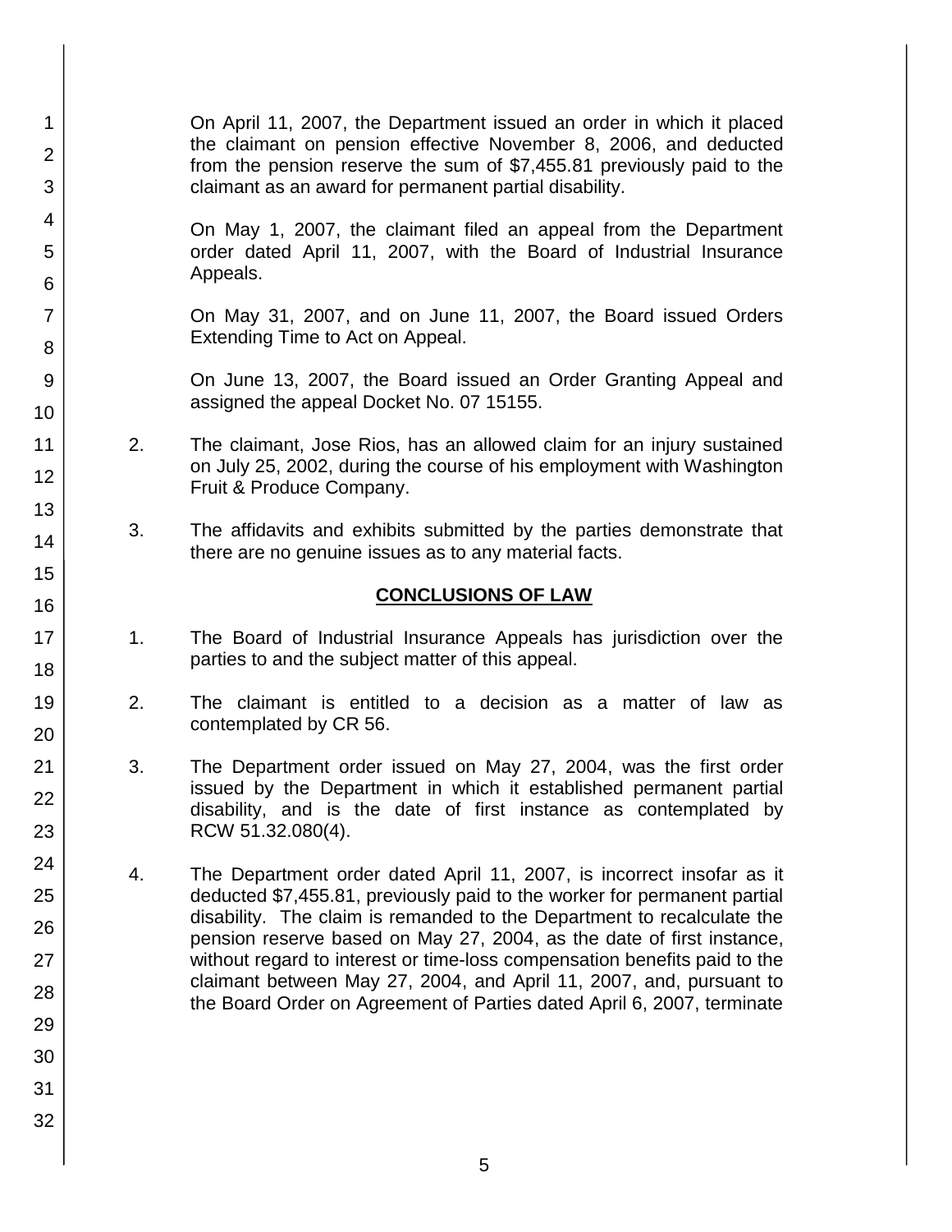On April 11, 2007, the Department issued an order in which it placed the claimant on pension effective November 8, 2006, and deducted from the pension reserve the sum of $7,455.81 previously paid to the claimant as an award for permanent partial disability.

On May 1, 2007, the claimant filed an appeal from the Department order dated April 11, 2007, with the Board of Industrial Insurance Appeals.

On May 31, 2007, and on June 11, 2007, the Board issued Orders Extending Time to Act on Appeal.

On June 13, 2007, the Board issued an Order Granting Appeal and assigned the appeal Docket No. 07 15155.

2. The claimant, Jose Rios, has an allowed claim for an injury sustained on July 25, 2002, during the course of his employment with Washington Fruit & Produce Company.

3. The affidavits and exhibits submitted by the parties demonstrate that there are no genuine issues as to any material facts.

## CONCLUSIONS OF LAW

1. The Board of Industrial Insurance Appeals has jurisdiction over the parties to and the subject matter of this appeal.

2. The claimant is entitled to a decision as a matter of law as contemplated by CR 56.

3. The Department order issued on May 27, 2004, was the first order issued by the Department in which it established permanent partial disability, and is the date of first instance as contemplated by RCW 51.32.080(4).

4. The Department order dated April 11, 2007, is incorrect insofar as it deducted $7,455.81, previously paid to the worker for permanent partial disability. The claim is remanded to the Department to recalculate the pension reserve based on May 27, 2004, as the date of first instance, without regard to interest or time-loss compensation benefits paid to the claimant between May 27, 2004, and April 11, 2007, and, pursuant to the Board Order on Agreement of Parties dated April 6, 2007, terminate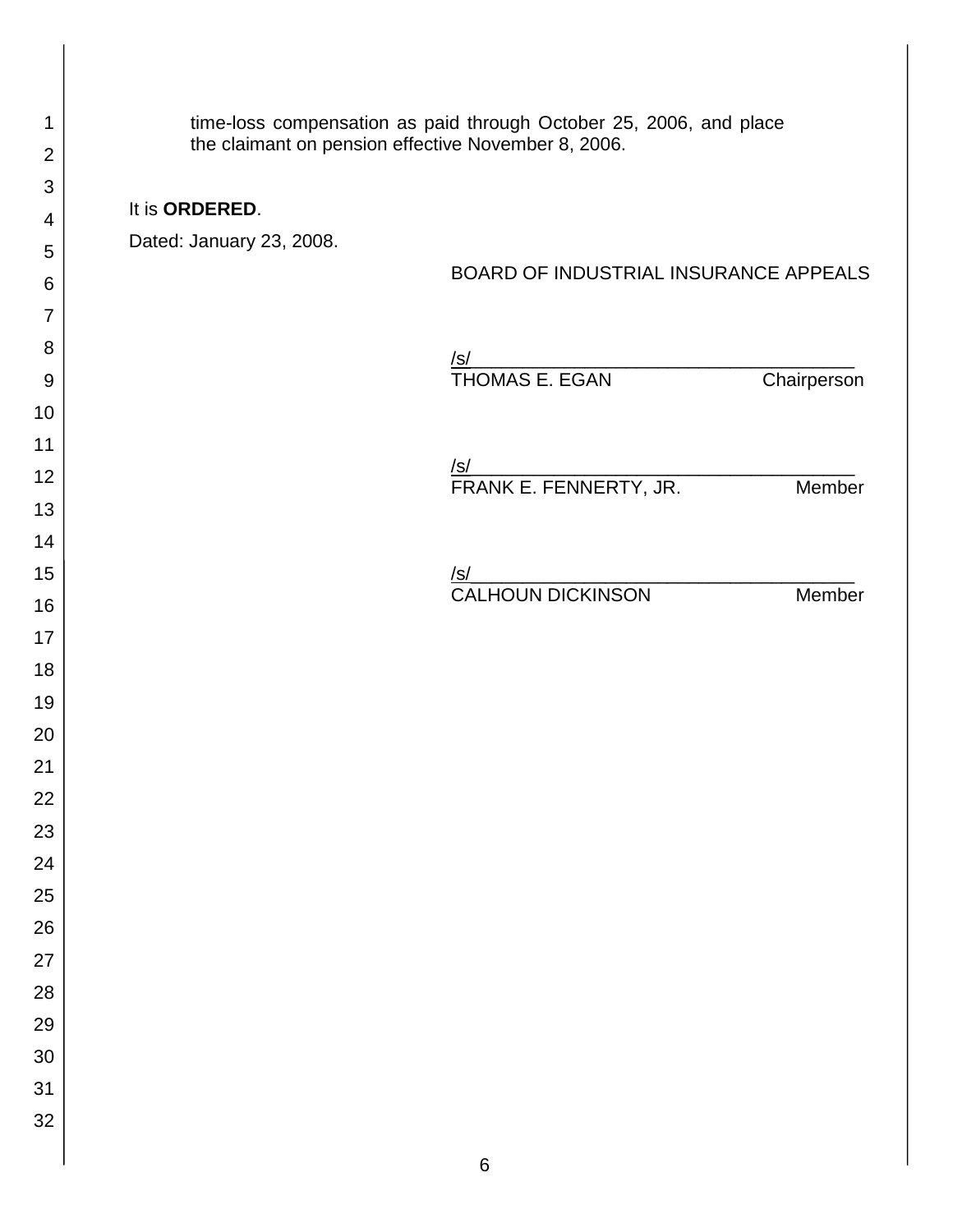time-loss compensation as paid through October 25, 2006, and place the claimant on pension effective November 8, 2006.

It is **ORDERED**.

Dated: January 23, 2008.

BOARD OF INDUSTRIAL INSURANCE APPEALS

/s/
THOMAS E. EGAN Chairperson

/s/
FRANK E. FENNERTY, JR. Member

/s/
CALHOUN DICKINSON Member